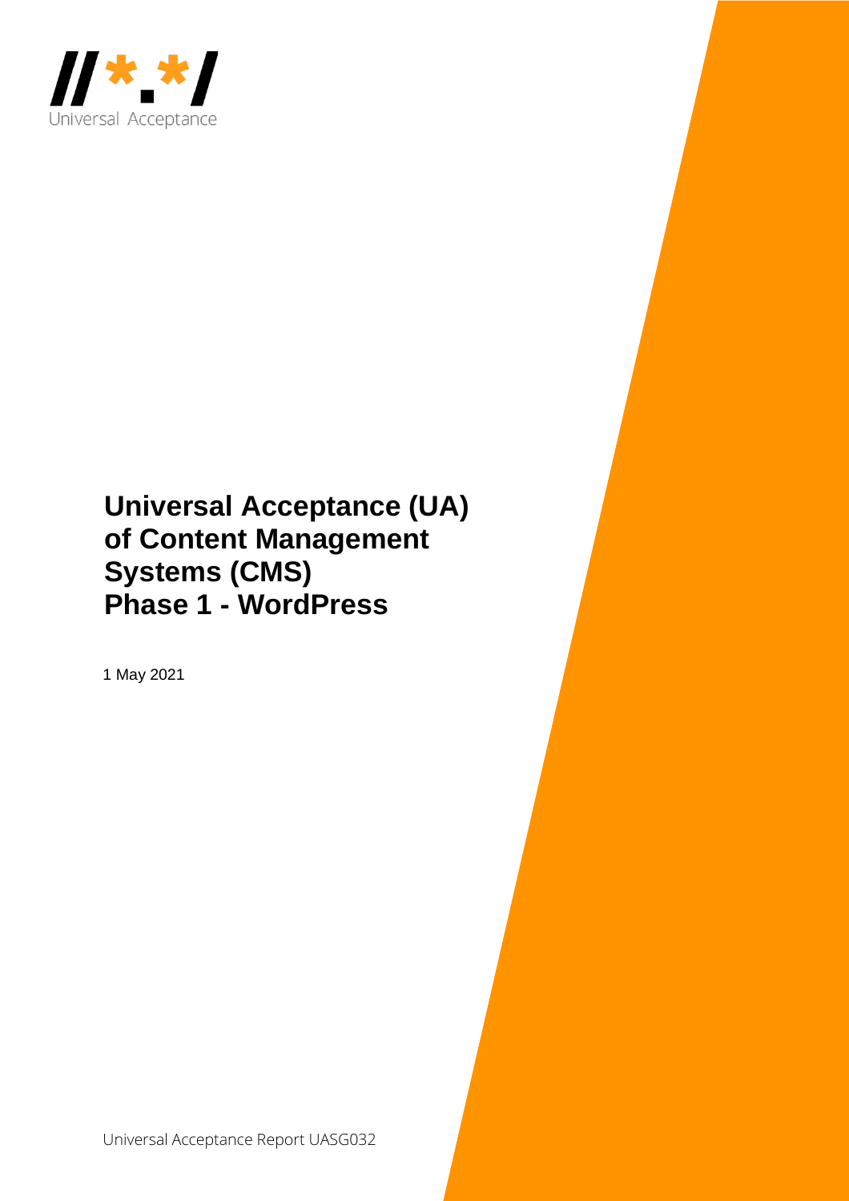Universal Acceptance

# Universal Acceptance (UA) of Content Management Systems (CMS) Phase 1 - WordPress

1 May 2021

Universal Acceptance Report UASG032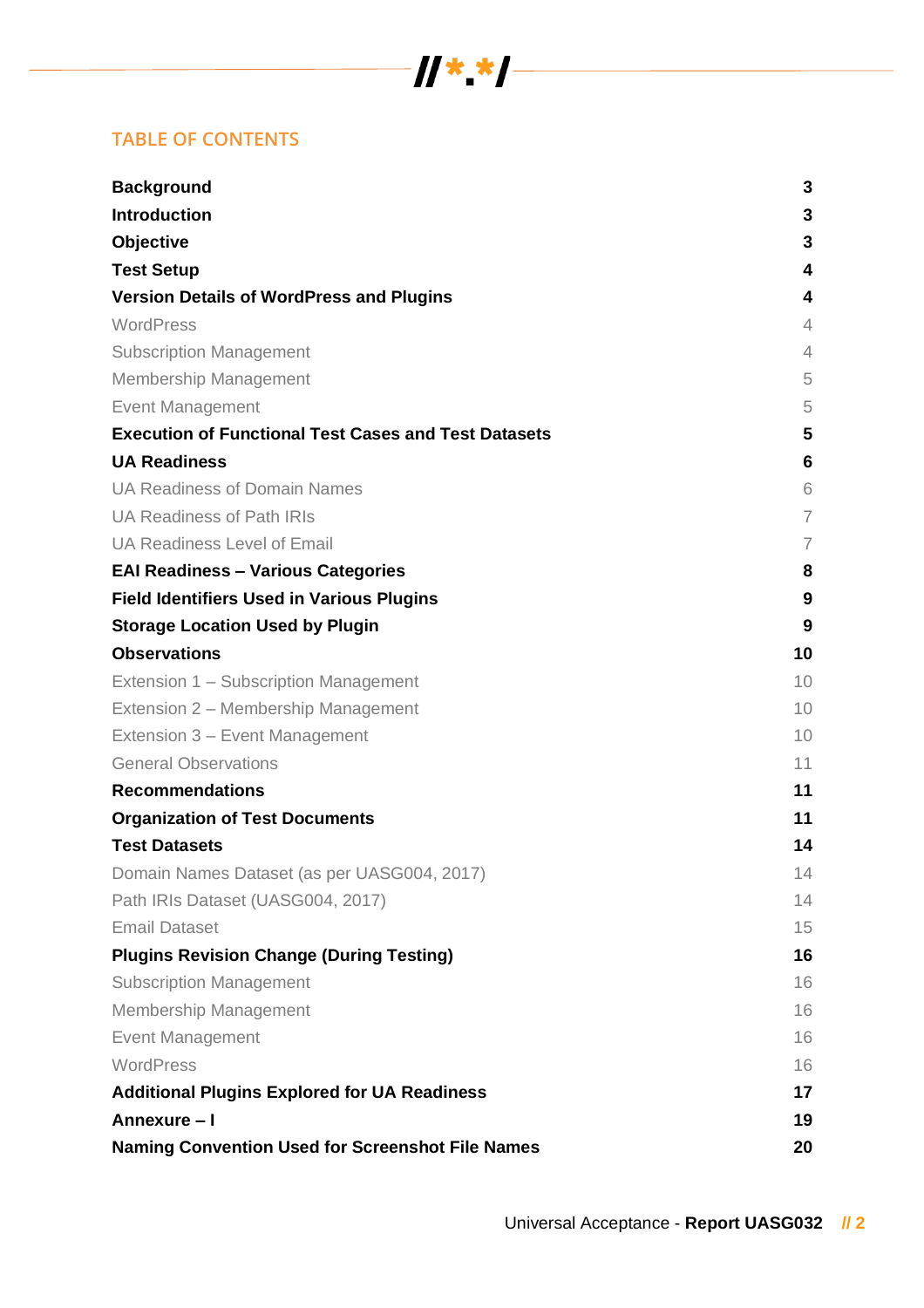## TABLE OF CONTENTS

| | |
|---|---|
| **Background** | **3** |
| **Introduction** | **3** |
| **Objective** | **3** |
| **Test Setup** | **4** |
| **Version Details of WordPress and Plugins** | **4** |
| WordPress | 4 |
| Subscription Management | 4 |
| Membership Management | 5 |
| Event Management | 5 |
| **Execution of Functional Test Cases and Test Datasets** | **5** |
| **UA Readiness** | **6** |
| UA Readiness of Domain Names | 6 |
| UA Readiness of Path IRIs | 7 |
| UA Readiness Level of Email | 7 |
| **EAI Readiness – Various Categories** | **8** |
| **Field Identifiers Used in Various Plugins** | **9** |
| **Storage Location Used by Plugin** | **9** |
| **Observations** | **10** |
| Extension 1 – Subscription Management | 10 |
| Extension 2 – Membership Management | 10 |
| Extension 3 – Event Management | 10 |
| General Observations | 11 |
| **Recommendations** | **11** |
| **Organization of Test Documents** | **11** |
| **Test Datasets** | **14** |
| Domain Names Dataset (as per UASG004, 2017) | 14 |
| Path IRIs Dataset (UASG004, 2017) | 14 |
| Email Dataset | 15 |
| **Plugins Revision Change (During Testing)** | **16** |
| Subscription Management | 16 |
| Membership Management | 16 |
| Event Management | 16 |
| WordPress | 16 |
| **Additional Plugins Explored for UA Readiness** | **17** |
| **Annexure – I** | **19** |
| **Naming Convention Used for Screenshot File Names** | **20** |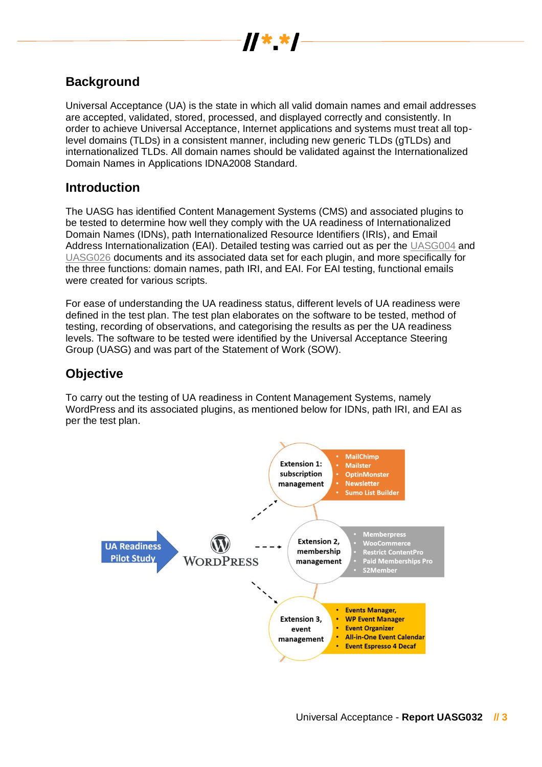## Background

Universal Acceptance (UA) is the state in which all valid domain names and email addresses are accepted, validated, stored, processed, and displayed correctly and consistently. In order to achieve Universal Acceptance, Internet applications and systems must treat all top-level domains (TLDs) in a consistent manner, including new generic TLDs (gTLDs) and internationalized TLDs. All domain names should be validated against the Internationalized Domain Names in Applications IDNA2008 Standard.

## Introduction

The UASG has identified Content Management Systems (CMS) and associated plugins to be tested to determine how well they comply with the UA readiness of Internationalized Domain Names (IDNs), path Internationalized Resource Identifiers (IRIs), and Email Address Internationalization (EAI). Detailed testing was carried out as per the UASG004 and UASG026 documents and its associated data set for each plugin, and more specifically for the three functions: domain names, path IRI, and EAI. For EAI testing, functional emails were created for various scripts.

For ease of understanding the UA readiness status, different levels of UA readiness were defined in the test plan. The test plan elaborates on the software to be tested, method of testing, recording of observations, and categorising the results as per the UA readiness levels. The software to be tested were identified by the Universal Acceptance Steering Group (UASG) and was part of the Statement of Work (SOW).

## Objective

To carry out the testing of UA readiness in Content Management Systems, namely WordPress and its associated plugins, as mentioned below for IDNs, path IRI, and EAI as per the test plan.

**UA Readiness Pilot Study** → **WordPress**

- **Extension 1: subscription management**
  - MailChimp
  - Mailster
  - OptinMonster
  - Newsletter
  - Sumo List Builder
- **Extension 2, membership management**
  - Memberpress
  - WooCommerce
  - Restrict ContentPro
  - Paid Memberships Pro
  - S2Member
- **Extension 3, event management**
  - Events Manager,
  - WP Event Manager
  - Event Organizer
  - All-in-One Event Calendar
  - Event Espresso 4 Decaf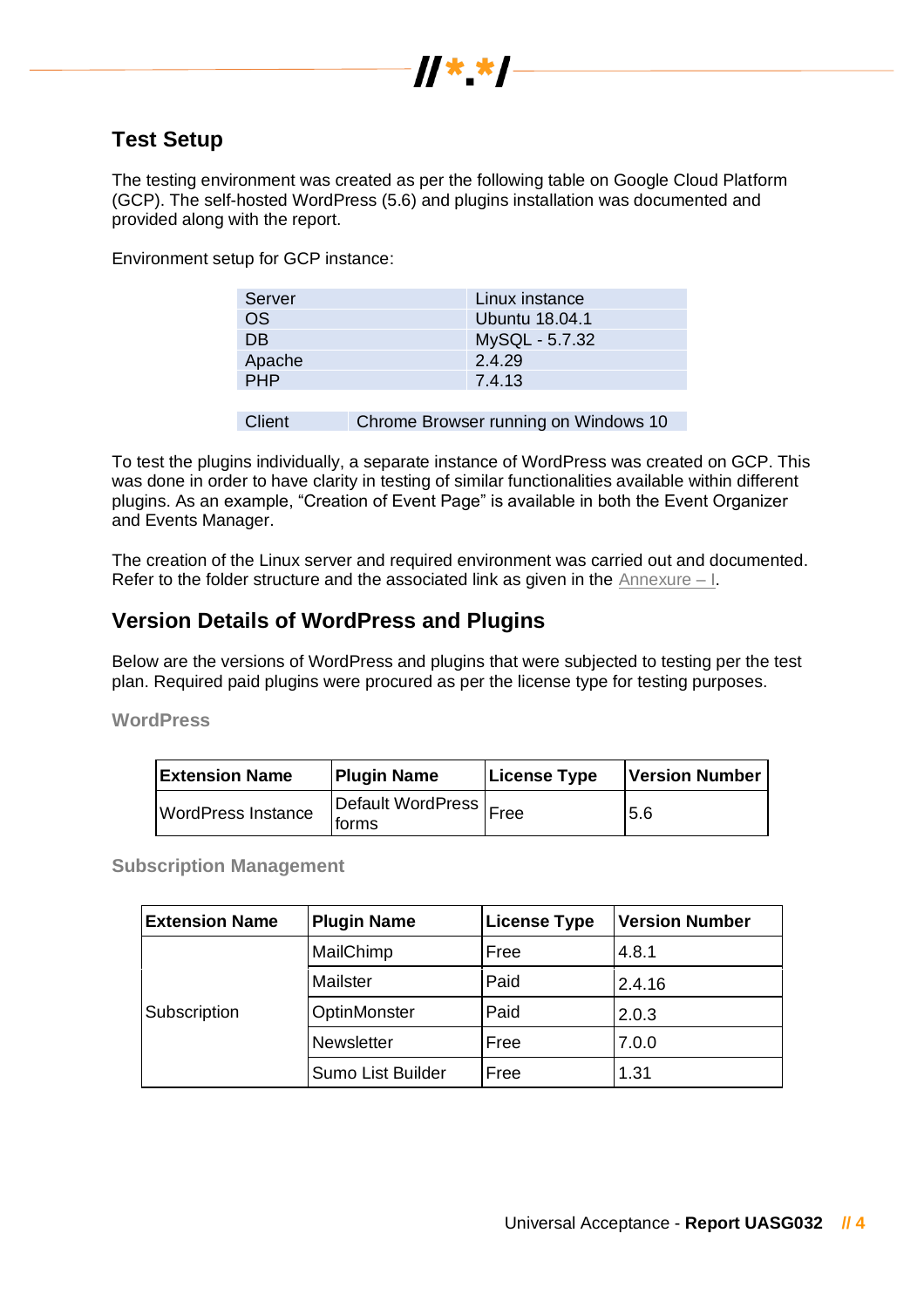## Test Setup

The testing environment was created as per the following table on Google Cloud Platform (GCP). The self-hosted WordPress (5.6) and plugins installation was documented and provided along with the report.

Environment setup for GCP instance:

| | |
|---|---|
| Server | Linux instance |
| OS | Ubuntu 18.04.1 |
| DB | MySQL - 5.7.32 |
| Apache | 2.4.29 |
| PHP | 7.4.13 |

| | |
|---|---|
| Client | Chrome Browser running on Windows 10 |

To test the plugins individually, a separate instance of WordPress was created on GCP. This was done in order to have clarity in testing of similar functionalities available within different plugins. As an example, “Creation of Event Page” is available in both the Event Organizer and Events Manager.

The creation of the Linux server and required environment was carried out and documented. Refer to the folder structure and the associated link as given in the Annexure – I.

## Version Details of WordPress and Plugins

Below are the versions of WordPress and plugins that were subjected to testing per the test plan. Required paid plugins were procured as per the license type for testing purposes.

### WordPress

| Extension Name | Plugin Name | License Type | Version Number |
|---|---|---|---|
| WordPress Instance | Default WordPress forms | Free | 5.6 |

### Subscription Management

| Extension Name | Plugin Name | License Type | Version Number |
|---|---|---|---|
| Subscription | MailChimp | Free | 4.8.1 |
| | Mailster | Paid | 2.4.16 |
| | OptinMonster | Paid | 2.0.3 |
| | Newsletter | Free | 7.0.0 |
| | Sumo List Builder | Free | 1.31 |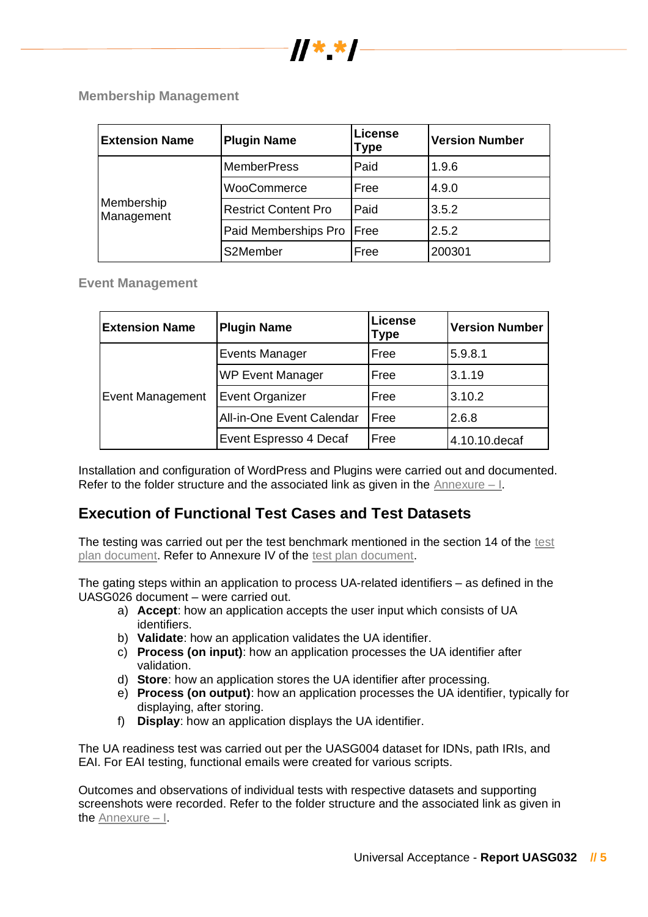### Membership Management

| Extension Name | Plugin Name | License Type | Version Number |
|---|---|---|---|
| Membership Management | MemberPress | Paid | 1.9.6 |
| | WooCommerce | Free | 4.9.0 |
| | Restrict Content Pro | Paid | 3.5.2 |
| | Paid Memberships Pro | Free | 2.5.2 |
| | S2Member | Free | 200301 |

### Event Management

| Extension Name | Plugin Name | License Type | Version Number |
|---|---|---|---|
| Event Management | Events Manager | Free | 5.9.8.1 |
| | WP Event Manager | Free | 3.1.19 |
| | Event Organizer | Free | 3.10.2 |
| | All-in-One Event Calendar | Free | 2.6.8 |
| | Event Espresso 4 Decaf | Free | 4.10.10.decaf |

Installation and configuration of WordPress and Plugins were carried out and documented. Refer to the folder structure and the associated link as given in the Annexure – I.

## Execution of Functional Test Cases and Test Datasets

The testing was carried out per the test benchmark mentioned in the section 14 of the test plan document. Refer to Annexure IV of the test plan document.

The gating steps within an application to process UA-related identifiers – as defined in the UASG026 document – were carried out.

a) **Accept**: how an application accepts the user input which consists of UA identifiers.
b) **Validate**: how an application validates the UA identifier.
c) **Process (on input)**: how an application processes the UA identifier after validation.
d) **Store**: how an application stores the UA identifier after processing.
e) **Process (on output)**: how an application processes the UA identifier, typically for displaying, after storing.
f) **Display**: how an application displays the UA identifier.

The UA readiness test was carried out per the UASG004 dataset for IDNs, path IRIs, and EAI. For EAI testing, functional emails were created for various scripts.

Outcomes and observations of individual tests with respective datasets and supporting screenshots were recorded. Refer to the folder structure and the associated link as given in the Annexure – I.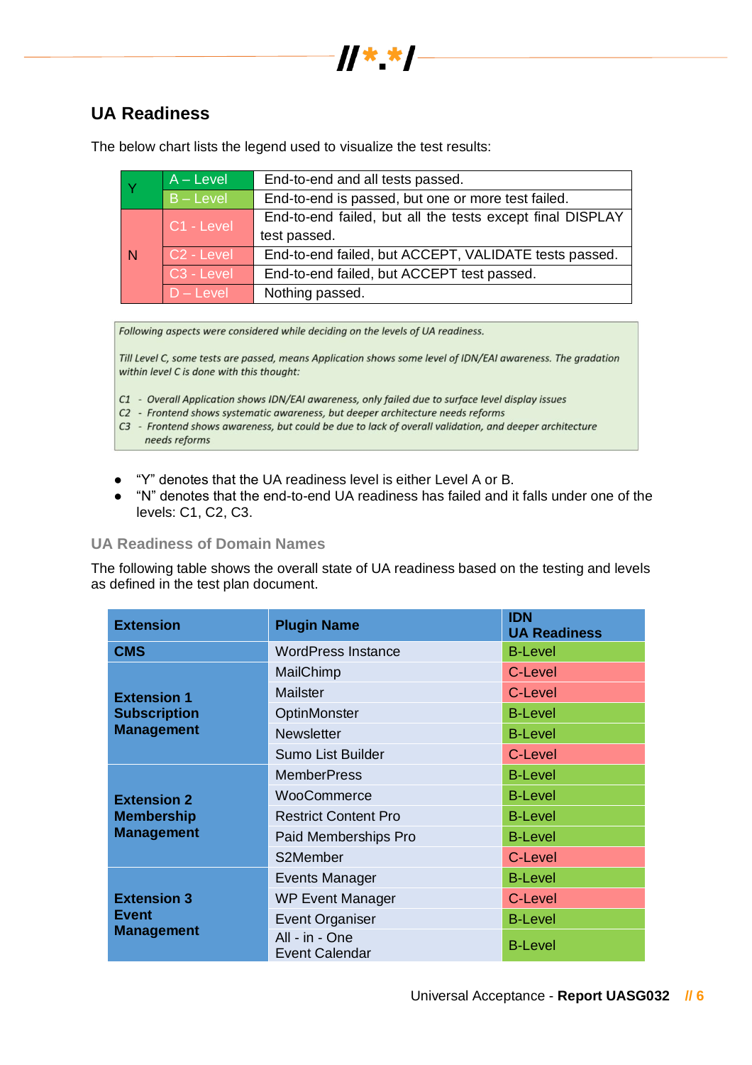## UA Readiness

The below chart lists the legend used to visualize the test results:

| | | |
|---|---|---|
| Y | A – Level | End-to-end and all tests passed. |
| | B – Level | End-to-end is passed, but one or more test failed. |
| N | C1 - Level | End-to-end failed, but all the tests except final DISPLAY test passed. |
| | C2 - Level | End-to-end failed, but ACCEPT, VALIDATE tests passed. |
| | C3 - Level | End-to-end failed, but ACCEPT test passed. |
| | D – Level | Nothing passed. |

*Following aspects were considered while deciding on the levels of UA readiness.*

*Till Level C, some tests are passed, means Application shows some level of IDN/EAI awareness. The gradation within level C is done with this thought:*

*C1 - Overall Application shows IDN/EAI awareness, only failed due to surface level display issues*
*C2 - Frontend shows systematic awareness, but deeper architecture needs reforms*
*C3 - Frontend shows awareness, but could be due to lack of overall validation, and deeper architecture needs reforms*

- "Y" denotes that the UA readiness level is either Level A or B.
- "N" denotes that the end-to-end UA readiness has failed and it falls under one of the levels: C1, C2, C3.

### UA Readiness of Domain Names

The following table shows the overall state of UA readiness based on the testing and levels as defined in the test plan document.

| Extension | Plugin Name | IDN UA Readiness |
|---|---|---|
| **CMS** | WordPress Instance | B-Level |
| **Extension 1 Subscription Management** | MailChimp | C-Level |
| | Mailster | C-Level |
| | OptinMonster | B-Level |
| | Newsletter | B-Level |
| | Sumo List Builder | C-Level |
| **Extension 2 Membership Management** | MemberPress | B-Level |
| | WooCommerce | B-Level |
| | Restrict Content Pro | B-Level |
| | Paid Memberships Pro | B-Level |
| | S2Member | C-Level |
| **Extension 3 Event Management** | Events Manager | B-Level |
| | WP Event Manager | C-Level |
| | Event Organiser | B-Level |
| | All - in - One Event Calendar | B-Level |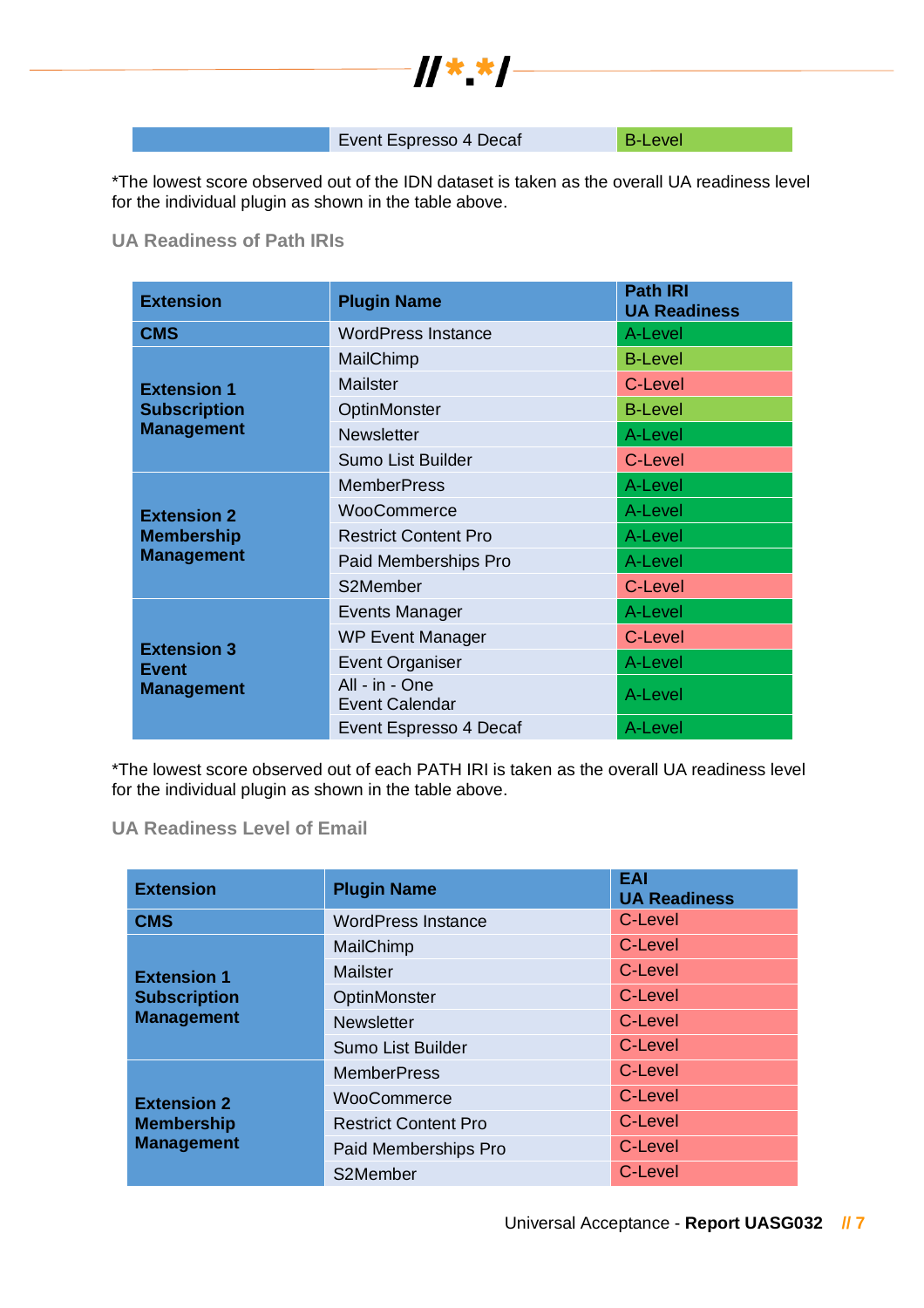| | Event Espresso 4 Decaf | B-Level |
|---|---|---|

*The lowest score observed out of the IDN dataset is taken as the overall UA readiness level for the individual plugin as shown in the table above.

### UA Readiness of Path IRIs

| Extension | Plugin Name | Path IRI UA Readiness |
|---|---|---|
| CMS | WordPress Instance | A-Level |
| Extension 1 Subscription Management | MailChimp | B-Level |
| | Mailster | C-Level |
| | OptinMonster | B-Level |
| | Newsletter | A-Level |
| | Sumo List Builder | C-Level |
| Extension 2 Membership Management | MemberPress | A-Level |
| | WooCommerce | A-Level |
| | Restrict Content Pro | A-Level |
| | Paid Memberships Pro | A-Level |
| | S2Member | C-Level |
| Extension 3 Event Management | Events Manager | A-Level |
| | WP Event Manager | C-Level |
| | Event Organiser | A-Level |
| | All - in - One Event Calendar | A-Level |
| | Event Espresso 4 Decaf | A-Level |

*The lowest score observed out of each PATH IRI is taken as the overall UA readiness level for the individual plugin as shown in the table above.

### UA Readiness Level of Email

| Extension | Plugin Name | EAI UA Readiness |
|---|---|---|
| CMS | WordPress Instance | C-Level |
| Extension 1 Subscription Management | MailChimp | C-Level |
| | Mailster | C-Level |
| | OptinMonster | C-Level |
| | Newsletter | C-Level |
| | Sumo List Builder | C-Level |
| Extension 2 Membership Management | MemberPress | C-Level |
| | WooCommerce | C-Level |
| | Restrict Content Pro | C-Level |
| | Paid Memberships Pro | C-Level |
| | S2Member | C-Level |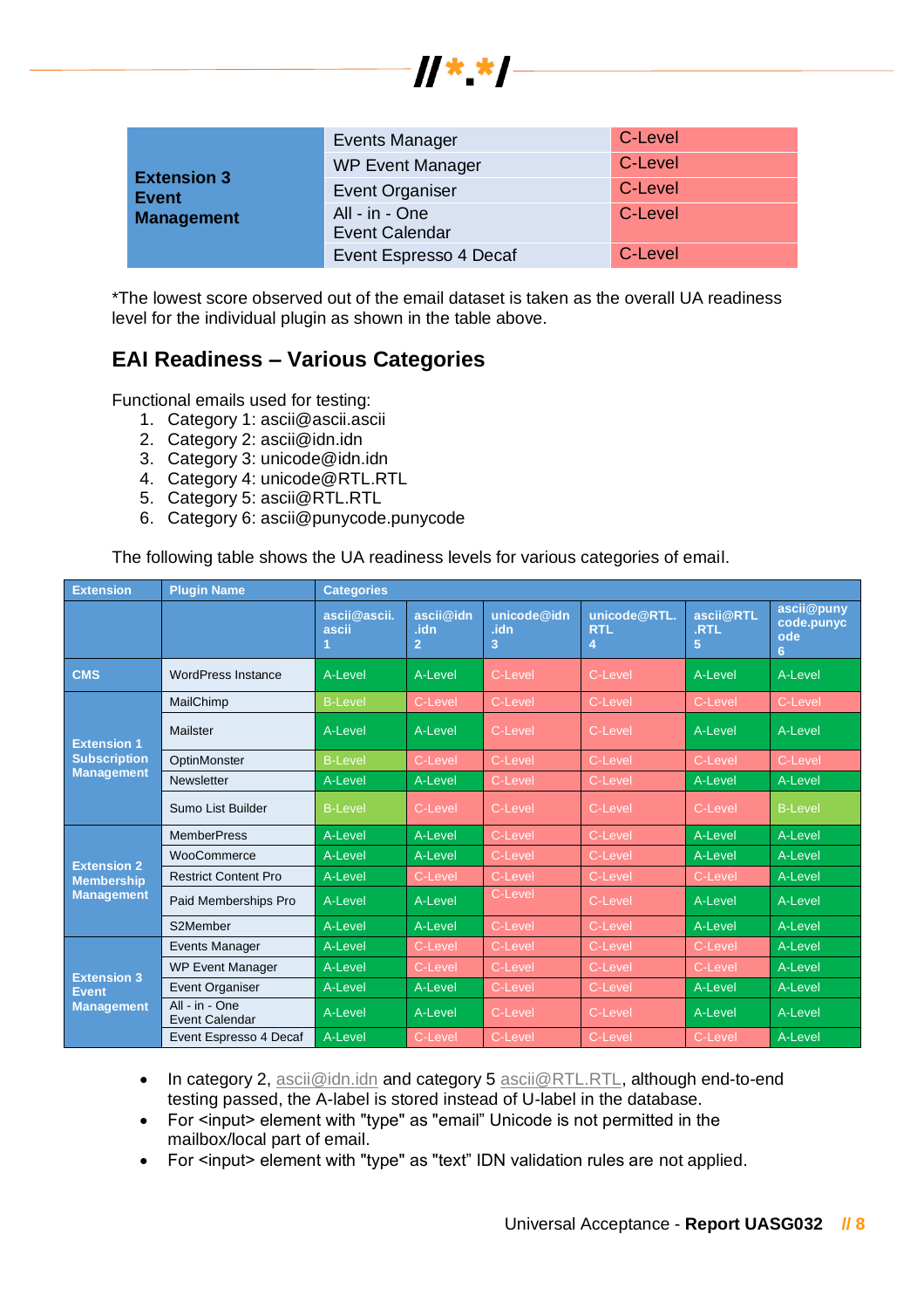| Extension 3 Event Management | Events Manager | C-Level |
|---|---|---|
| | WP Event Manager | C-Level |
| | Event Organiser | C-Level |
| | All - in - One Event Calendar | C-Level |
| | Event Espresso 4 Decaf | C-Level |

*The lowest score observed out of the email dataset is taken as the overall UA readiness level for the individual plugin as shown in the table above.

## EAI Readiness – Various Categories

Functional emails used for testing:

1. Category 1: ascii@ascii.ascii
2. Category 2: ascii@idn.idn
3. Category 3: unicode@idn.idn
4. Category 4: unicode@RTL.RTL
5. Category 5: ascii@RTL.RTL
6. Category 6: ascii@punycode.punycode

The following table shows the UA readiness levels for various categories of email.

| Extension | Plugin Name | Categories | | | | | |
|---|---|---|---|---|---|---|---|
| | | ascii@ascii.ascii 1 | ascii@idn.idn 2 | unicode@idn.idn 3 | unicode@RTL.RTL 4 | ascii@RTL.RTL 5 | ascii@punycode.punycode 6 |
| CMS | WordPress Instance | A-Level | A-Level | C-Level | C-Level | A-Level | A-Level |
| Extension 1 Subscription Management | MailChimp | B-Level | C-Level | C-Level | C-Level | C-Level | C-Level |
| | Mailster | A-Level | A-Level | C-Level | C-Level | A-Level | A-Level |
| | OptinMonster | B-Level | C-Level | C-Level | C-Level | C-Level | C-Level |
| | Newsletter | A-Level | A-Level | C-Level | C-Level | A-Level | A-Level |
| | Sumo List Builder | B-Level | C-Level | C-Level | C-Level | C-Level | B-Level |
| Extension 2 Membership Management | MemberPress | A-Level | A-Level | C-Level | C-Level | A-Level | A-Level |
| | WooCommerce | A-Level | A-Level | C-Level | C-Level | A-Level | A-Level |
| | Restrict Content Pro | A-Level | C-Level | C-Level | C-Level | C-Level | A-Level |
| | Paid Memberships Pro | A-Level | A-Level | C-Level | C-Level | A-Level | A-Level |
| | S2Member | A-Level | A-Level | C-Level | C-Level | A-Level | A-Level |
| Extension 3 Event Management | Events Manager | A-Level | C-Level | C-Level | C-Level | C-Level | A-Level |
| | WP Event Manager | A-Level | C-Level | C-Level | C-Level | C-Level | A-Level |
| | Event Organiser | A-Level | A-Level | C-Level | C-Level | A-Level | A-Level |
| | All - in - One Event Calendar | A-Level | A-Level | C-Level | C-Level | A-Level | A-Level |
| | Event Espresso 4 Decaf | A-Level | C-Level | C-Level | C-Level | C-Level | A-Level |

- In category 2, ascii@idn.idn and category 5 ascii@RTL.RTL, although end-to-end testing passed, the A-label is stored instead of U-label in the database.
- For <input> element with "type" as "email" Unicode is not permitted in the mailbox/local part of email.
- For <input> element with "type" as "text" IDN validation rules are not applied.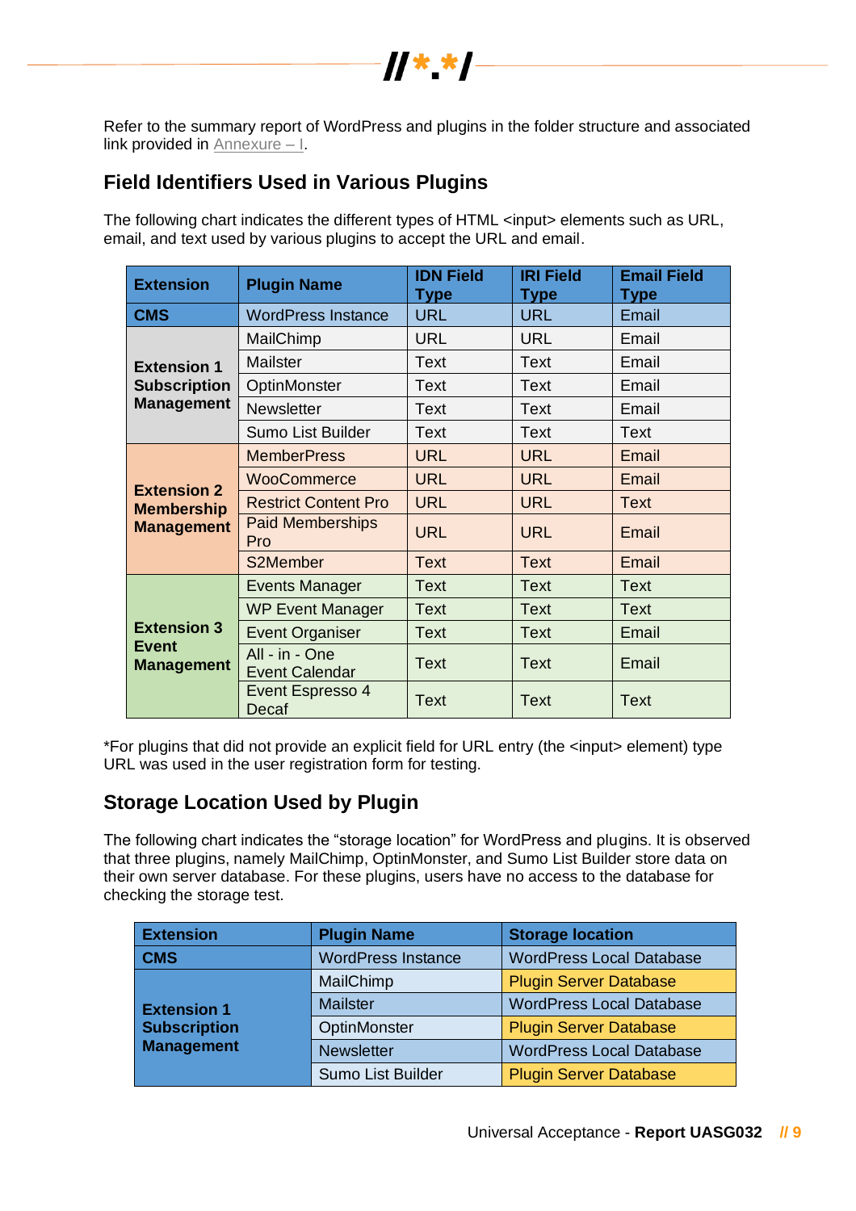Refer to the summary report of WordPress and plugins in the folder structure and associated link provided in Annexure – I.

## Field Identifiers Used in Various Plugins

The following chart indicates the different types of HTML <input> elements such as URL, email, and text used by various plugins to accept the URL and email.

| Extension | Plugin Name | IDN Field Type | IRI Field Type | Email Field Type |
|---|---|---|---|---|
| CMS | WordPress Instance | URL | URL | Email |
| Extension 1 Subscription Management | MailChimp | URL | URL | Email |
| | Mailster | Text | Text | Email |
| | OptinMonster | Text | Text | Email |
| | Newsletter | Text | Text | Email |
| | Sumo List Builder | Text | Text | Text |
| Extension 2 Membership Management | MemberPress | URL | URL | Email |
| | WooCommerce | URL | URL | Email |
| | Restrict Content Pro | URL | URL | Text |
| | Paid Memberships Pro | URL | URL | Email |
| | S2Member | Text | Text | Email |
| Extension 3 Event Management | Events Manager | Text | Text | Text |
| | WP Event Manager | Text | Text | Text |
| | Event Organiser | Text | Text | Email |
| | All - in - One Event Calendar | Text | Text | Email |
| | Event Espresso 4 Decaf | Text | Text | Text |

*For plugins that did not provide an explicit field for URL entry (the <input> element) type URL was used in the user registration form for testing.

## Storage Location Used by Plugin

The following chart indicates the "storage location" for WordPress and plugins. It is observed that three plugins, namely MailChimp, OptinMonster, and Sumo List Builder store data on their own server database. For these plugins, users have no access to the database for checking the storage test.

| Extension | Plugin Name | Storage location |
|---|---|---|
| CMS | WordPress Instance | WordPress Local Database |
| Extension 1 Subscription Management | MailChimp | Plugin Server Database |
| | Mailster | WordPress Local Database |
| | OptinMonster | Plugin Server Database |
| | Newsletter | WordPress Local Database |
| | Sumo List Builder | Plugin Server Database |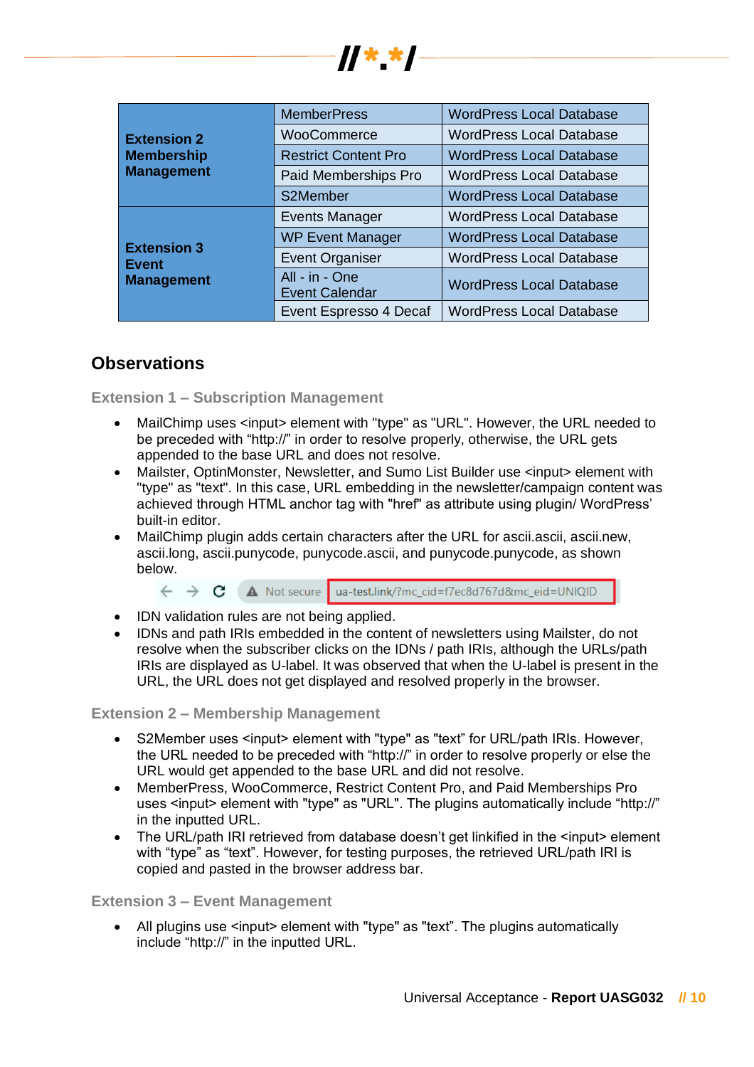| | | |
|---|---|---|
| **Extension 2 Membership Management** | MemberPress | WordPress Local Database |
| | WooCommerce | WordPress Local Database |
| | Restrict Content Pro | WordPress Local Database |
| | Paid Memberships Pro | WordPress Local Database |
| | S2Member | WordPress Local Database |
| **Extension 3 Event Management** | Events Manager | WordPress Local Database |
| | WP Event Manager | WordPress Local Database |
| | Event Organiser | WordPress Local Database |
| | All - in - One Event Calendar | WordPress Local Database |
| | Event Espresso 4 Decaf | WordPress Local Database |

## Observations

### Extension 1 – Subscription Management

- MailChimp uses <input> element with "type" as "URL". However, the URL needed to be preceded with “http://” in order to resolve properly, otherwise, the URL gets appended to the base URL and does not resolve.
- Mailster, OptinMonster, Newsletter, and Sumo List Builder use <input> element with "type" as "text". In this case, URL embedding in the newsletter/campaign content was achieved through HTML anchor tag with "href" as attribute using plugin/ WordPress’ built-in editor.
- MailChimp plugin adds certain characters after the URL for ascii.ascii, ascii.new, ascii.long, ascii.punycode, punycode.ascii, and punycode.punycode, as shown below.

  Not secure | ua-test.link/?mc_cid=f7ec8d767d&mc_eid=UNIQID

- IDN validation rules are not being applied.
- IDNs and path IRIs embedded in the content of newsletters using Mailster, do not resolve when the subscriber clicks on the IDNs / path IRIs, although the URLs/path IRIs are displayed as U-label. It was observed that when the U-label is present in the URL, the URL does not get displayed and resolved properly in the browser.

### Extension 2 – Membership Management

- S2Member uses <input> element with "type" as "text” for URL/path IRIs. However, the URL needed to be preceded with “http://” in order to resolve properly or else the URL would get appended to the base URL and did not resolve.
- MemberPress, WooCommerce, Restrict Content Pro, and Paid Memberships Pro uses <input> element with "type" as "URL". The plugins automatically include “http://” in the inputted URL.
- The URL/path IRI retrieved from database doesn’t get linkified in the <input> element with “type” as “text”. However, for testing purposes, the retrieved URL/path IRI is copied and pasted in the browser address bar.

### Extension 3 – Event Management

- All plugins use <input> element with "type" as "text”. The plugins automatically include “http://” in the inputted URL.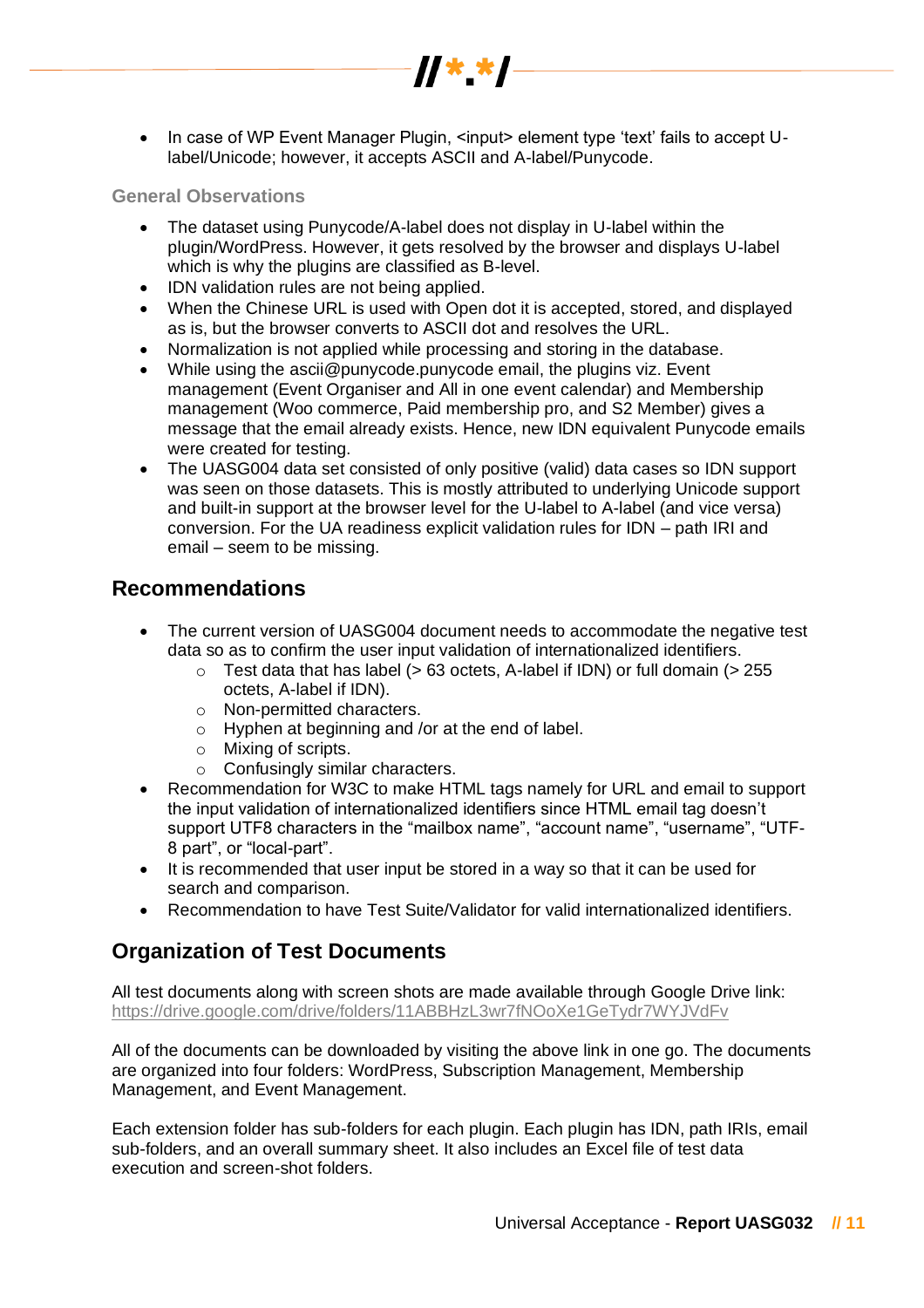- In case of WP Event Manager Plugin, <input> element type ‘text’ fails to accept U-label/Unicode; however, it accepts ASCII and A-label/Punycode.

### General Observations

- The dataset using Punycode/A-label does not display in U-label within the plugin/WordPress. However, it gets resolved by the browser and displays U-label which is why the plugins are classified as B-level.
- IDN validation rules are not being applied.
- When the Chinese URL is used with Open dot it is accepted, stored, and displayed as is, but the browser converts to ASCII dot and resolves the URL.
- Normalization is not applied while processing and storing in the database.
- While using the ascii@punycode.punycode email, the plugins viz. Event management (Event Organiser and All in one event calendar) and Membership management (Woo commerce, Paid membership pro, and S2 Member) gives a message that the email already exists. Hence, new IDN equivalent Punycode emails were created for testing.
- The UASG004 data set consisted of only positive (valid) data cases so IDN support was seen on those datasets. This is mostly attributed to underlying Unicode support and built-in support at the browser level for the U-label to A-label (and vice versa) conversion. For the UA readiness explicit validation rules for IDN – path IRI and email – seem to be missing.

## Recommendations

- The current version of UASG004 document needs to accommodate the negative test data so as to confirm the user input validation of internationalized identifiers.
  - Test data that has label (> 63 octets, A-label if IDN) or full domain (> 255 octets, A-label if IDN).
  - Non-permitted characters.
  - Hyphen at beginning and /or at the end of label.
  - Mixing of scripts.
  - Confusingly similar characters.
- Recommendation for W3C to make HTML tags namely for URL and email to support the input validation of internationalized identifiers since HTML email tag doesn’t support UTF8 characters in the “mailbox name”, “account name”, “username”, “UTF-8 part”, or “local-part”.
- It is recommended that user input be stored in a way so that it can be used for search and comparison.
- Recommendation to have Test Suite/Validator for valid internationalized identifiers.

## Organization of Test Documents

All test documents along with screen shots are made available through Google Drive link: https://drive.google.com/drive/folders/11ABBHzL3wr7fNOoXe1GeTydr7WYJVdFv

All of the documents can be downloaded by visiting the above link in one go. The documents are organized into four folders: WordPress, Subscription Management, Membership Management, and Event Management.

Each extension folder has sub-folders for each plugin. Each plugin has IDN, path IRIs, email sub-folders, and an overall summary sheet. It also includes an Excel file of test data execution and screen-shot folders.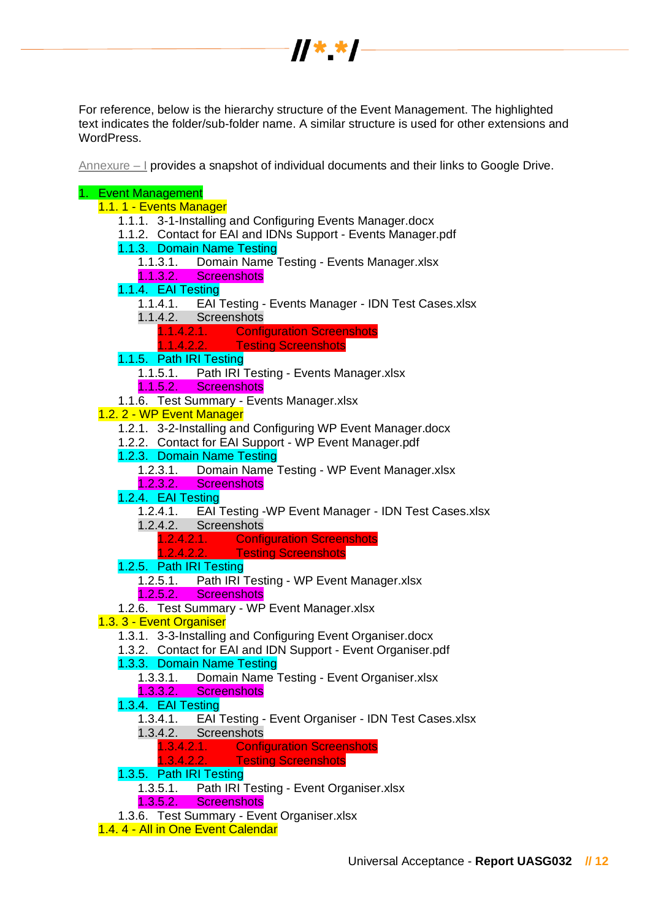For reference, below is the hierarchy structure of the Event Management. The highlighted text indicates the folder/sub-folder name. A similar structure is used for other extensions and WordPress.

Annexure – I provides a snapshot of individual documents and their links to Google Drive.

- 1. Event Management
  - 1.1. 1 - Events Manager
    - 1.1.1. 3-1-Installing and Configuring Events Manager.docx
    - 1.1.2. Contact for EAI and IDNs Support - Events Manager.pdf
    - 1.1.3. Domain Name Testing
      - 1.1.3.1. Domain Name Testing - Events Manager.xlsx
      - 1.1.3.2. Screenshots
    - 1.1.4. EAI Testing
      - 1.1.4.1. EAI Testing - Events Manager - IDN Test Cases.xlsx
      - 1.1.4.2. Screenshots
        - 1.1.4.2.1. Configuration Screenshots
        - 1.1.4.2.2. Testing Screenshots
    - 1.1.5. Path IRI Testing
      - 1.1.5.1. Path IRI Testing - Events Manager.xlsx
      - 1.1.5.2. Screenshots
    - 1.1.6. Test Summary - Events Manager.xlsx
  - 1.2. 2 - WP Event Manager
    - 1.2.1. 3-2-Installing and Configuring WP Event Manager.docx
    - 1.2.2. Contact for EAI Support - WP Event Manager.pdf
    - 1.2.3. Domain Name Testing
      - 1.2.3.1. Domain Name Testing - WP Event Manager.xlsx
      - 1.2.3.2. Screenshots
    - 1.2.4. EAI Testing
      - 1.2.4.1. EAI Testing -WP Event Manager - IDN Test Cases.xlsx
      - 1.2.4.2. Screenshots
        - 1.2.4.2.1. Configuration Screenshots
        - 1.2.4.2.2. Testing Screenshots
    - 1.2.5. Path IRI Testing
      - 1.2.5.1. Path IRI Testing - WP Event Manager.xlsx
      - 1.2.5.2. Screenshots
    - 1.2.6. Test Summary - WP Event Manager.xlsx
  - 1.3. 3 - Event Organiser
    - 1.3.1. 3-3-Installing and Configuring Event Organiser.docx
    - 1.3.2. Contact for EAI and IDN Support - Event Organiser.pdf
    - 1.3.3. Domain Name Testing
      - 1.3.3.1. Domain Name Testing - Event Organiser.xlsx
      - 1.3.3.2. Screenshots
    - 1.3.4. EAI Testing
      - 1.3.4.1. EAI Testing - Event Organiser - IDN Test Cases.xlsx
      - 1.3.4.2. Screenshots
        - 1.3.4.2.1. Configuration Screenshots
        - 1.3.4.2.2. Testing Screenshots
    - 1.3.5. Path IRI Testing
      - 1.3.5.1. Path IRI Testing - Event Organiser.xlsx
      - 1.3.5.2. Screenshots
    - 1.3.6. Test Summary - Event Organiser.xlsx
  - 1.4. 4 - All in One Event Calendar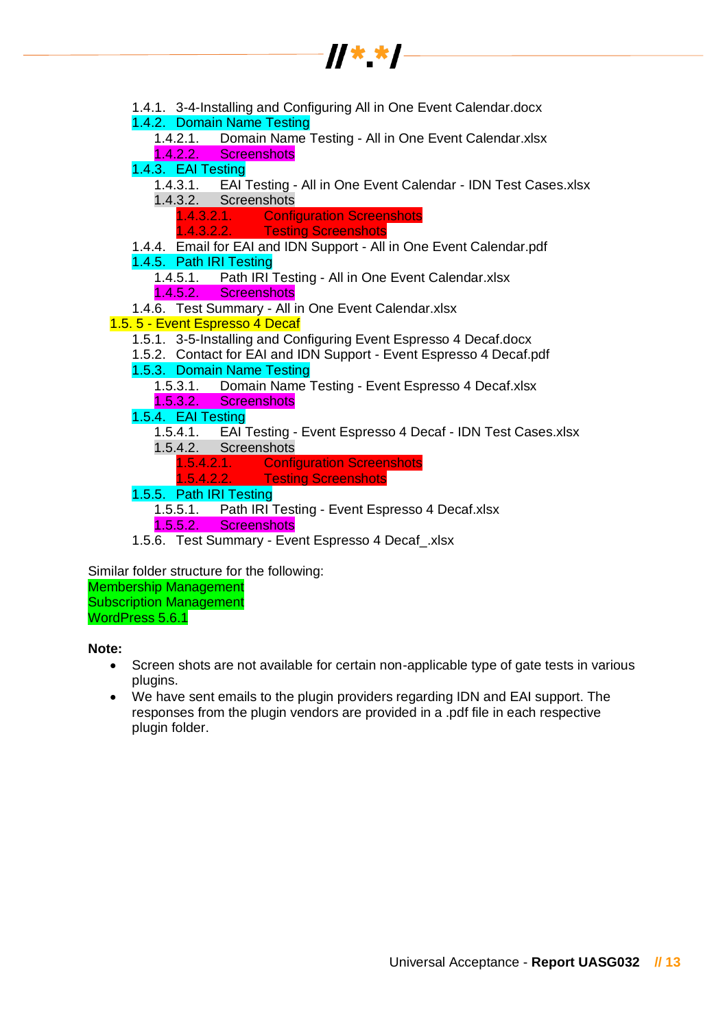- 1.4.1. 3-4-Installing and Configuring All in One Event Calendar.docx
- 1.4.2. Domain Name Testing
    - 1.4.2.1. Domain Name Testing - All in One Event Calendar.xlsx
    - 1.4.2.2. Screenshots
- 1.4.3. EAI Testing
    - 1.4.3.1. EAI Testing - All in One Event Calendar - IDN Test Cases.xlsx
    - 1.4.3.2. Screenshots
        - 1.4.3.2.1. Configuration Screenshots
        - 1.4.3.2.2. Testing Screenshots
- 1.4.4. Email for EAI and IDN Support - All in One Event Calendar.pdf
- 1.4.5. Path IRI Testing
    - 1.4.5.1. Path IRI Testing - All in One Event Calendar.xlsx
    - 1.4.5.2. Screenshots
- 1.4.6. Test Summary - All in One Event Calendar.xlsx

1.5. 5 - Event Espresso 4 Decaf

- 1.5.1. 3-5-Installing and Configuring Event Espresso 4 Decaf.docx
- 1.5.2. Contact for EAI and IDN Support - Event Espresso 4 Decaf.pdf
- 1.5.3. Domain Name Testing
    - 1.5.3.1. Domain Name Testing - Event Espresso 4 Decaf.xlsx
    - 1.5.3.2. Screenshots
- 1.5.4. EAI Testing
    - 1.5.4.1. EAI Testing - Event Espresso 4 Decaf - IDN Test Cases.xlsx
    - 1.5.4.2. Screenshots
        - 1.5.4.2.1. Configuration Screenshots
        - 1.5.4.2.2. Testing Screenshots
- 1.5.5. Path IRI Testing
    - 1.5.5.1. Path IRI Testing - Event Espresso 4 Decaf.xlsx
    - 1.5.5.2. Screenshots
- 1.5.6. Test Summary - Event Espresso 4 Decaf_.xlsx

Similar folder structure for the following:

Membership Management
Subscription Management
WordPress 5.6.1

**Note:**

- Screen shots are not available for certain non-applicable type of gate tests in various plugins.
- We have sent emails to the plugin providers regarding IDN and EAI support. The responses from the plugin vendors are provided in a .pdf file in each respective plugin folder.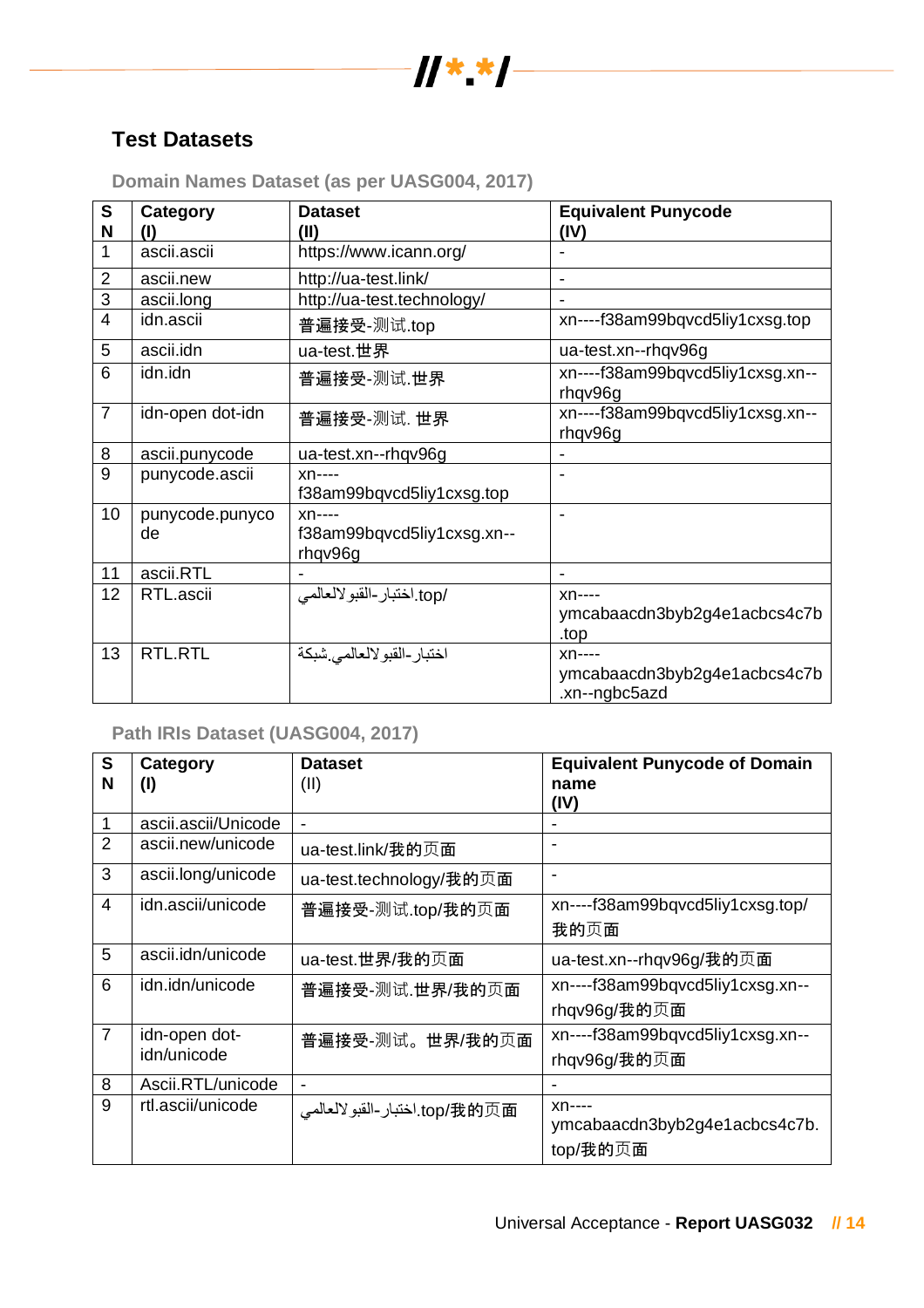## Test Datasets

### Domain Names Dataset (as per UASG004, 2017)

| SN | Category (I) | Dataset (II) | Equivalent Punycode (IV) |
|---|---|---|---|
| 1 | ascii.ascii | https://www.icann.org/ | - |
| 2 | ascii.new | http://ua-test.link/ | - |
| 3 | ascii.long | http://ua-test.technology/ | - |
| 4 | idn.ascii | 普遍接受-测试.top | xn----f38am99bqvcd5liy1cxsg.top |
| 5 | ascii.idn | ua-test.世界 | ua-test.xn--rhqv96g |
| 6 | idn.idn | 普遍接受-测试.世界 | xn----f38am99bqvcd5liy1cxsg.xn--rhqv96g |
| 7 | idn-open dot-idn | 普遍接受-测试. 世界 | xn----f38am99bqvcd5liy1cxsg.xn--rhqv96g |
| 8 | ascii.punycode | ua-test.xn--rhqv96g | - |
| 9 | punycode.ascii | xn----f38am99bqvcd5liy1cxsg.top | - |
| 10 | punycode.punycode | xn----f38am99bqvcd5liy1cxsg.xn--rhqv96g | - |
| 11 | ascii.RTL | - | - |
| 12 | RTL.ascii | اختبار-القبو لالعالمي.top/ | xn----ymcabaacdn3byb2g4e1acbcs4c7b.top |
| 13 | RTL.RTL | اختبار-القبو لالعالمي.شبكة | xn----ymcabaacdn3byb2g4e1acbcs4c7b.xn--ngbc5azd |

### Path IRIs Dataset (UASG004, 2017)

| SN | Category (I) | Dataset (II) | Equivalent Punycode of Domain name (IV) |
|---|---|---|---|
| 1 | ascii.ascii/Unicode | - | - |
| 2 | ascii.new/unicode | ua-test.link/我的页面 | - |
| 3 | ascii.long/unicode | ua-test.technology/我的页面 | - |
| 4 | idn.ascii/unicode | 普遍接受-测试.top/我的页面 | xn----f38am99bqvcd5liy1cxsg.top/我的页面 |
| 5 | ascii.idn/unicode | ua-test.世界/我的页面 | ua-test.xn--rhqv96g/我的页面 |
| 6 | idn.idn/unicode | 普遍接受-测试.世界/我的页面 | xn----f38am99bqvcd5liy1cxsg.xn--rhqv96g/我的页面 |
| 7 | idn-open dot-idn/unicode | 普遍接受-测试。世界/我的页面 | xn----f38am99bqvcd5liy1cxsg.xn--rhqv96g/我的页面 |
| 8 | Ascii.RTL/unicode | - | - |
| 9 | rtl.ascii/unicode | اختبار-القبو لالعالمي.top/我的页面 | xn----ymcabaacdn3byb2g4e1acbcs4c7b.top/我的页面 |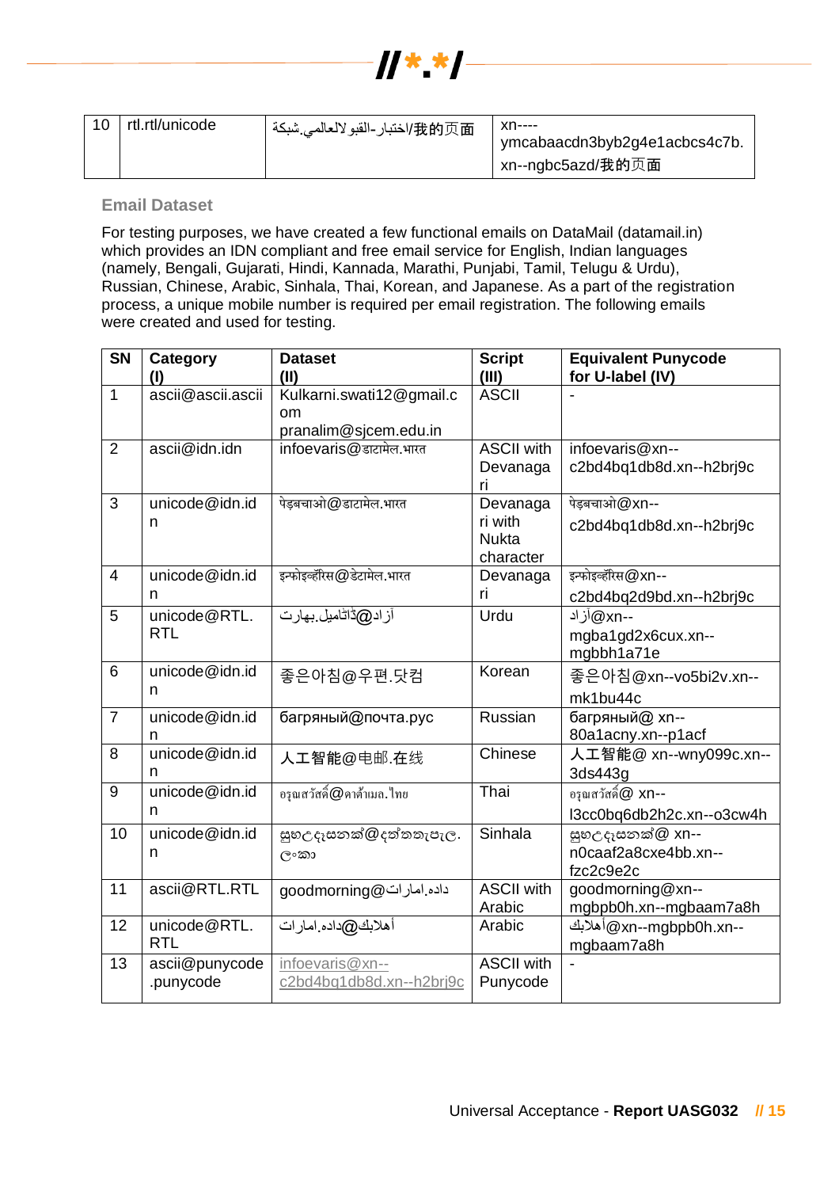| 10 | rtl.rtl/unicode | اختبار-القبو لالعالمي.شبكة/我的页面 | xn----ymcabaacdn3byb2g4e1acbcs4c7b.xn--ngbc5azd/我的页面 |
|---|---|---|---|

### Email Dataset

For testing purposes, we have created a few functional emails on DataMail (datamail.in) which provides an IDN compliant and free email service for English, Indian languages (namely, Bengali, Gujarati, Hindi, Kannada, Marathi, Punjabi, Tamil, Telugu & Urdu), Russian, Chinese, Arabic, Sinhala, Thai, Korean, and Japanese. As a part of the registration process, a unique mobile number is required per email registration. The following emails were created and used for testing.

| SN | Category (I) | Dataset (II) | Script (III) | Equivalent Punycode for U-label (IV) |
|---|---|---|---|---|
| 1 | ascii@ascii.ascii | Kulkarni.swati12@gmail.com<br>pranalim@sjcem.edu.in | ASCII | - |
| 2 | ascii@idn.idn | infoevaris@डाटामेल.भारत | ASCII with Devanagari | infoevaris@xn--c2bd4bq1db8d.xn--h2brj9c |
| 3 | unicode@idn.idn | पेड़बचाओ@डाटामेल.भारत | Devanagari with Nukta character | पेड़बचाओ@xn--c2bd4bq1db8d.xn--h2brj9c |
| 4 | unicode@idn.idn | इन्फोइव्हॅरिस@डेटामेल.भारत | Devanagari | इन्फोइव्हॅरिस@xn--c2bd4bq2d9bd.xn--h2brj9c |
| 5 | unicode@RTL.RTL | آزاد@ڈاٹامیل.بھارت | Urdu | آزاد@xn--mgba1gd2x6cux.xn--mgbbh1a71e |
| 6 | unicode@idn.idn | 좋은아침@우편.닷컴 | Korean | 좋은아침@xn--vo5bi2v.xn--mk1bu44c |
| 7 | unicode@idn.idn | багряный@почта.рус | Russian | багряный@ xn--80a1acny.xn--p1acf |
| 8 | unicode@idn.idn | 人工智能@电邮.在线 | Chinese | 人工智能@ xn--wny099c.xn--3ds443g |
| 9 | unicode@idn.idn | อรุณสวัสดิ์@คาต้าเมล.ไทย | Thai | อรุณสวัสดิ์@ xn--l3cc0bq6db2h2c.xn--o3cw4h |
| 10 | unicode@idn.idn | සුභඋදෑසනක්@දත්තතැපැල.ලංකා | Sinhala | සුභඋදෑසනක්@ xn--n0caaf2a8cxe4bb.xn--fzc2c9e2c |
| 11 | ascii@RTL.RTL | goodmorning@داده.امارات | ASCII with Arabic | goodmorning@xn--mgbpb0h.xn--mgbaam7a8h |
| 12 | unicode@RTL.RTL | أهلابك@داده.امارات | Arabic | أهلابك@xn--mgbpb0h.xn--mgbaam7a8h |
| 13 | ascii@punycode.punycode | infoevaris@xn--c2bd4bq1db8d.xn--h2brj9c | ASCII with Punycode | - |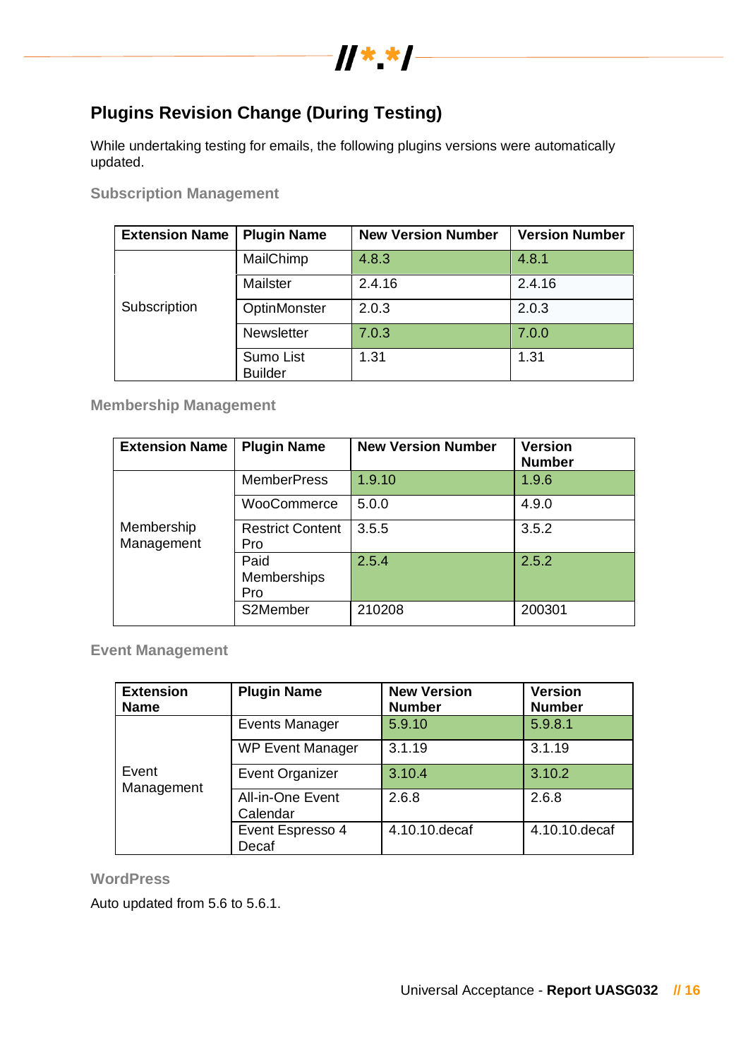## Plugins Revision Change (During Testing)

While undertaking testing for emails, the following plugins versions were automatically updated.

### Subscription Management

| Extension Name | Plugin Name | New Version Number | Version Number |
| --- | --- | --- | --- |
| Subscription | MailChimp | 4.8.3 | 4.8.1 |
| | Mailster | 2.4.16 | 2.4.16 |
| | OptinMonster | 2.0.3 | 2.0.3 |
| | Newsletter | 7.0.3 | 7.0.0 |
| | Sumo List Builder | 1.31 | 1.31 |

### Membership Management

| Extension Name | Plugin Name | New Version Number | Version Number |
| --- | --- | --- | --- |
| Membership Management | MemberPress | 1.9.10 | 1.9.6 |
| | WooCommerce | 5.0.0 | 4.9.0 |
| | Restrict Content Pro | 3.5.5 | 3.5.2 |
| | Paid Memberships Pro | 2.5.4 | 2.5.2 |
| | S2Member | 210208 | 200301 |

### Event Management

| Extension Name | Plugin Name | New Version Number | Version Number |
| --- | --- | --- | --- |
| Event Management | Events Manager | 5.9.10 | 5.9.8.1 |
| | WP Event Manager | 3.1.19 | 3.1.19 |
| | Event Organizer | 3.10.4 | 3.10.2 |
| | All-in-One Event Calendar | 2.6.8 | 2.6.8 |
| | Event Espresso 4 Decaf | 4.10.10.decaf | 4.10.10.decaf |

### WordPress

Auto updated from 5.6 to 5.6.1.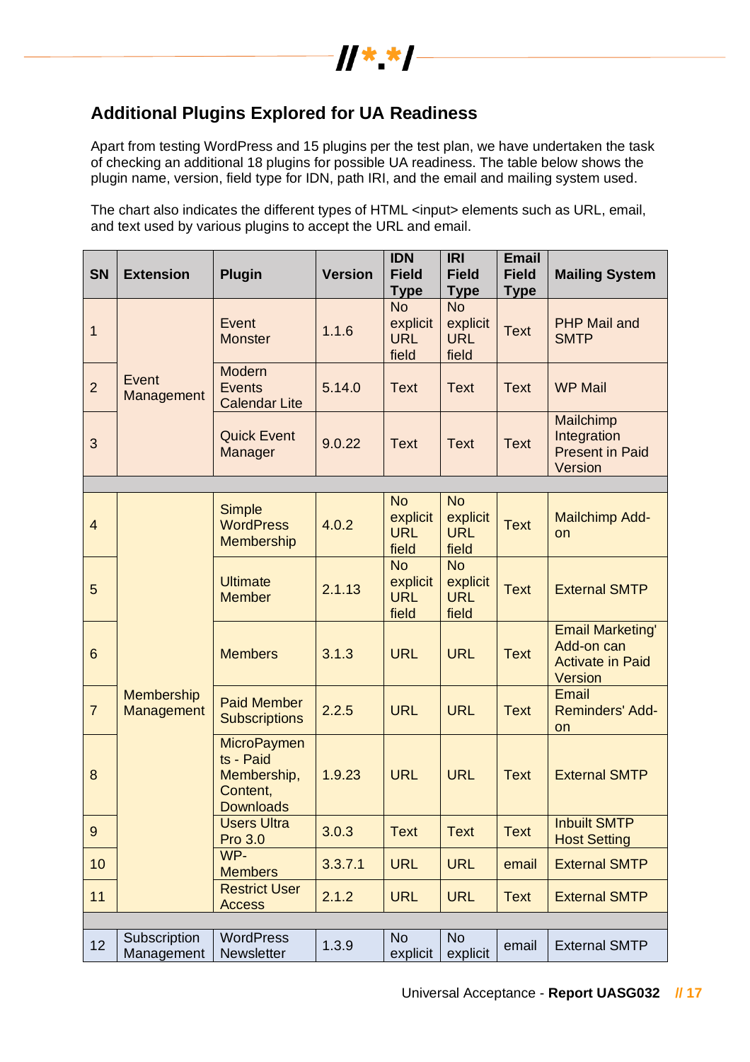## Additional Plugins Explored for UA Readiness

Apart from testing WordPress and 15 plugins per the test plan, we have undertaken the task of checking an additional 18 plugins for possible UA readiness. The table below shows the plugin name, version, field type for IDN, path IRI, and the email and mailing system used.

The chart also indicates the different types of HTML <input> elements such as URL, email, and text used by various plugins to accept the URL and email.

| SN | Extension | Plugin | Version | IDN Field Type | IRI Field Type | Email Field Type | Mailing System |
|---|---|---|---|---|---|---|---|
| 1 | Event Management | Event Monster | 1.1.6 | No explicit URL field | No explicit URL field | Text | PHP Mail and SMTP |
| 2 | | Modern Events Calendar Lite | 5.14.0 | Text | Text | Text | WP Mail |
| 3 | | Quick Event Manager | 9.0.22 | Text | Text | Text | Mailchimp Integration Present in Paid Version |
| | | | | | | | |
| 4 | Membership Management | Simple WordPress Membership | 4.0.2 | No explicit URL field | No explicit URL field | Text | Mailchimp Add-on |
| 5 | | Ultimate Member | 2.1.13 | No explicit URL field | No explicit URL field | Text | External SMTP |
| 6 | | Members | 3.1.3 | URL | URL | Text | Email Marketing' Add-on can Activate in Paid Version |
| 7 | | Paid Member Subscriptions | 2.2.5 | URL | URL | Text | Email Reminders' Add-on |
| 8 | | MicroPayments - Paid Membership, Content, Downloads | 1.9.23 | URL | URL | Text | External SMTP |
| 9 | | Users Ultra Pro 3.0 | 3.0.3 | Text | Text | Text | Inbuilt SMTP Host Setting |
| 10 | | WP-Members | 3.3.7.1 | URL | URL | email | External SMTP |
| 11 | | Restrict User Access | 2.1.2 | URL | URL | Text | External SMTP |
| | | | | | | | |
| 12 | Subscription Management | WordPress Newsletter | 1.3.9 | No explicit | No explicit | email | External SMTP |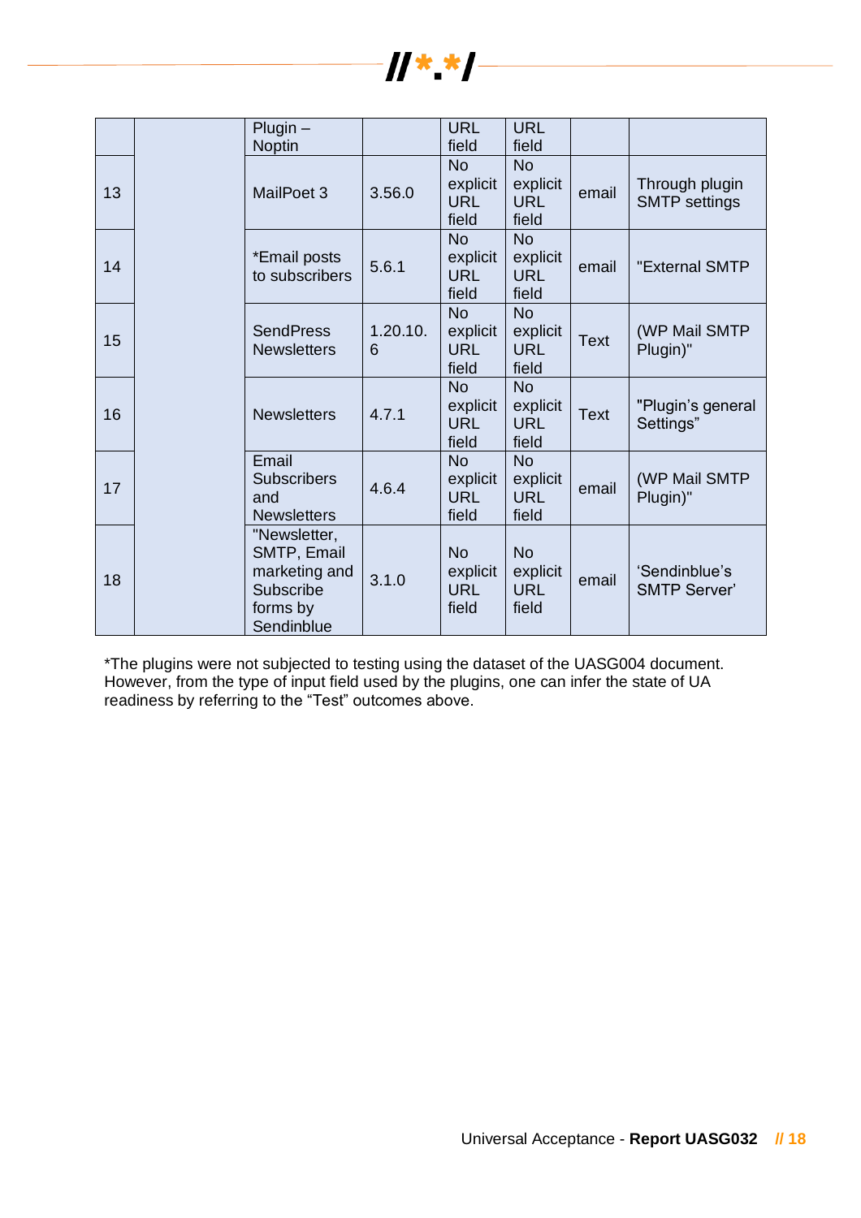| | | | | | | | |
|---|---|---|---|---|---|---|---|
| | | Plugin – Noptin | | URL field | URL field | | |
| 13 | | MailPoet 3 | 3.56.0 | No explicit URL field | No explicit URL field | email | Through plugin SMTP settings |
| 14 | | *Email posts to subscribers | 5.6.1 | No explicit URL field | No explicit URL field | email | "External SMTP |
| 15 | | SendPress Newsletters | 1.20.10.6 | No explicit URL field | No explicit URL field | Text | (WP Mail SMTP Plugin)" |
| 16 | | Newsletters | 4.7.1 | No explicit URL field | No explicit URL field | Text | "Plugin's general Settings" |
| 17 | | Email Subscribers and Newsletters | 4.6.4 | No explicit URL field | No explicit URL field | email | (WP Mail SMTP Plugin)" |
| 18 | | "Newsletter, SMTP, Email marketing and Subscribe forms by Sendinblue | 3.1.0 | No explicit URL field | No explicit URL field | email | 'Sendinblue's SMTP Server' |

*The plugins were not subjected to testing using the dataset of the UASG004 document. However, from the type of input field used by the plugins, one can infer the state of UA readiness by referring to the "Test" outcomes above.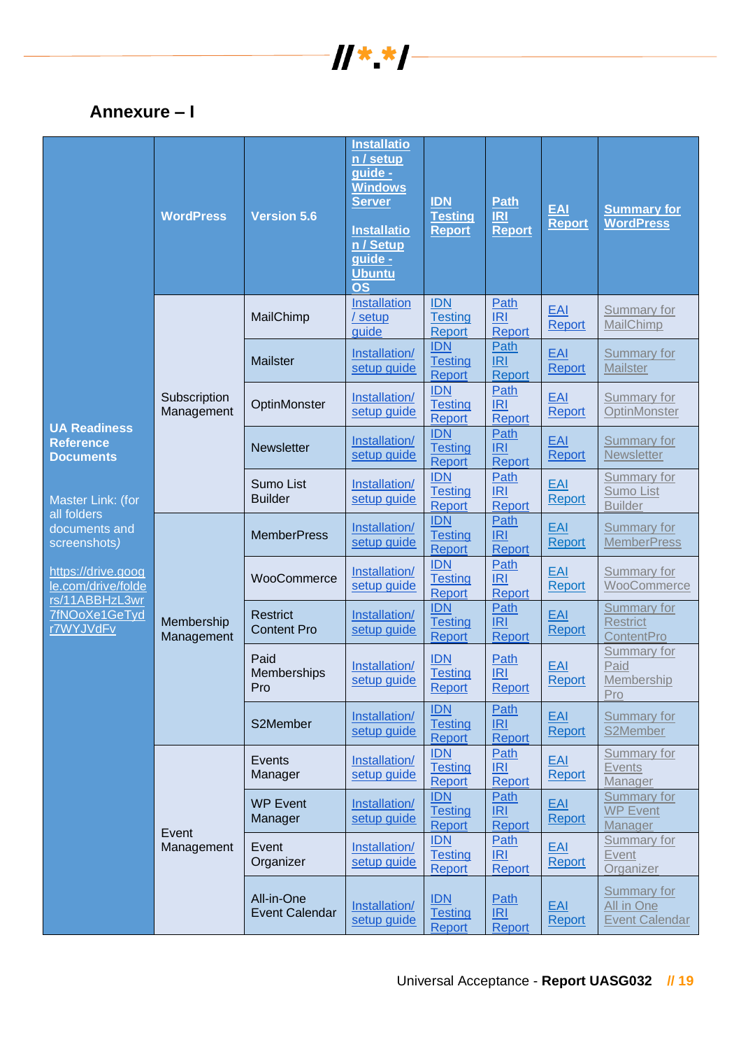## Annexure – I

| **UA Readiness Reference Documents** Master Link: (for all folders documents and screenshots) https://drive.google.com/drive/folders/11ABBHzL3wr7fNOoXe1GeTydr7WYJVdFv | **WordPress** | **Version 5.6** | **Installation / setup guide - Windows Server** **Installation / Setup guide - Ubuntu OS** | **IDN Testing Report** | **Path IRI Report** | **EAI Report** | **Summary for WordPress** |
|---|---|---|---|---|---|---|---|
| | Subscription Management | MailChimp | Installation / setup guide | IDN Testing Report | Path IRI Report | EAI Report | Summary for MailChimp |
| | | Mailster | Installation/ setup guide | IDN Testing Report | Path IRI Report | EAI Report | Summary for Mailster |
| | | OptinMonster | Installation/ setup guide | IDN Testing Report | Path IRI Report | EAI Report | Summary for OptinMonster |
| | | Newsletter | Installation/ setup guide | IDN Testing Report | Path IRI Report | EAI Report | Summary for Newsletter |
| | | Sumo List Builder | Installation/ setup guide | IDN Testing Report | Path IRI Report | EAI Report | Summary for Sumo List Builder |
| | Membership Management | MemberPress | Installation/ setup guide | IDN Testing Report | Path IRI Report | EAI Report | Summary for MemberPress |
| | | WooCommerce | Installation/ setup guide | IDN Testing Report | Path IRI Report | EAI Report | Summary for WooCommerce |
| | | Restrict Content Pro | Installation/ setup guide | IDN Testing Report | Path IRI Report | EAI Report | Summary for Restrict ContentPro |
| | | Paid Memberships Pro | Installation/ setup guide | IDN Testing Report | Path IRI Report | EAI Report | Summary for Paid Membership Pro |
| | | S2Member | Installation/ setup guide | IDN Testing Report | Path IRI Report | EAI Report | Summary for S2Member |
| | Event Management | Events Manager | Installation/ setup guide | IDN Testing Report | Path IRI Report | EAI Report | Summary for Events Manager |
| | | WP Event Manager | Installation/ setup guide | IDN Testing Report | Path IRI Report | EAI Report | Summary for WP Event Manager |
| | | Event Organizer | Installation/ setup guide | IDN Testing Report | Path IRI Report | EAI Report | Summary for Event Organizer |
| | | All-in-One Event Calendar | Installation/ setup guide | IDN Testing Report | Path IRI Report | EAI Report | Summary for All in One Event Calendar |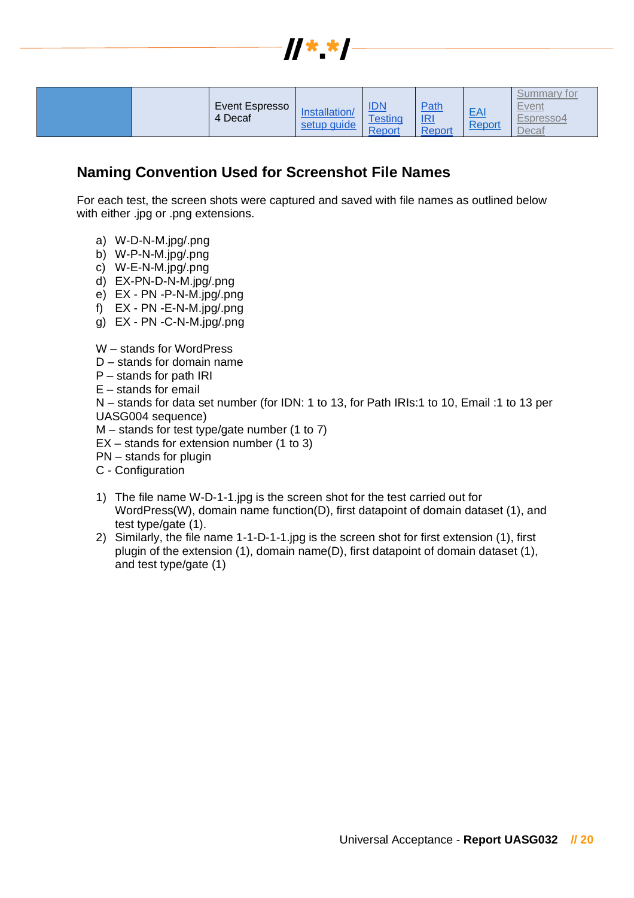| | | | | | | | |
|---|---|---|---|---|---|---|---|
| | | Event Espresso 4 Decaf | Installation/ setup guide | IDN Testing Report | Path IRI Report | EAI Report | Summary for Event Espresso4 Decaf |

## Naming Convention Used for Screenshot File Names

For each test, the screen shots were captured and saved with file names as outlined below with either .jpg or .png extensions.

a) W-D-N-M.jpg/.png
b) W-P-N-M.jpg/.png
c) W-E-N-M.jpg/.png
d) EX-PN-D-N-M.jpg/.png
e) EX - PN -P-N-M.jpg/.png
f) EX - PN -E-N-M.jpg/.png
g) EX - PN -C-N-M.jpg/.png

W – stands for WordPress
D – stands for domain name
P – stands for path IRI
E – stands for email
N – stands for data set number (for IDN: 1 to 13, for Path IRIs:1 to 10, Email :1 to 13 per UASG004 sequence)
M – stands for test type/gate number (1 to 7)
EX – stands for extension number (1 to 3)
PN – stands for plugin
C - Configuration

1) The file name W-D-1-1.jpg is the screen shot for the test carried out for WordPress(W), domain name function(D), first datapoint of domain dataset (1), and test type/gate (1).
2) Similarly, the file name 1-1-D-1-1.jpg is the screen shot for first extension (1), first plugin of the extension (1), domain name(D), first datapoint of domain dataset (1), and test type/gate (1)